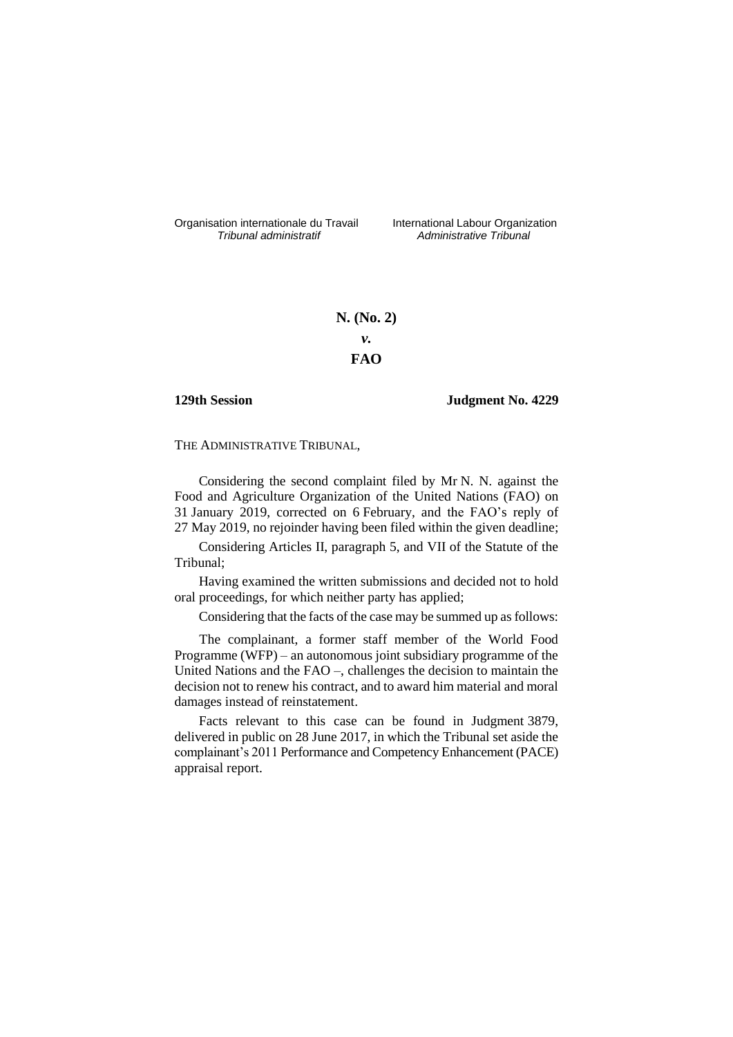Organisation internationale du Travail
*Tribunal administratif*

International Labour Organization
*Administrative Tribunal*

**N. (No. 2)**

***v.***

**FAO**

**129th Session** **Judgment No. 4229**

THE ADMINISTRATIVE TRIBUNAL,

Considering the second complaint filed by Mr N. N. against the Food and Agriculture Organization of the United Nations (FAO) on 31 January 2019, corrected on 6 February, and the FAO's reply of 27 May 2019, no rejoinder having been filed within the given deadline;

Considering Articles II, paragraph 5, and VII of the Statute of the Tribunal;

Having examined the written submissions and decided not to hold oral proceedings, for which neither party has applied;

Considering that the facts of the case may be summed up as follows:

The complainant, a former staff member of the World Food Programme (WFP) – an autonomous joint subsidiary programme of the United Nations and the FAO –, challenges the decision to maintain the decision not to renew his contract, and to award him material and moral damages instead of reinstatement.

Facts relevant to this case can be found in Judgment 3879, delivered in public on 28 June 2017, in which the Tribunal set aside the complainant's 2011 Performance and Competency Enhancement (PACE) appraisal report.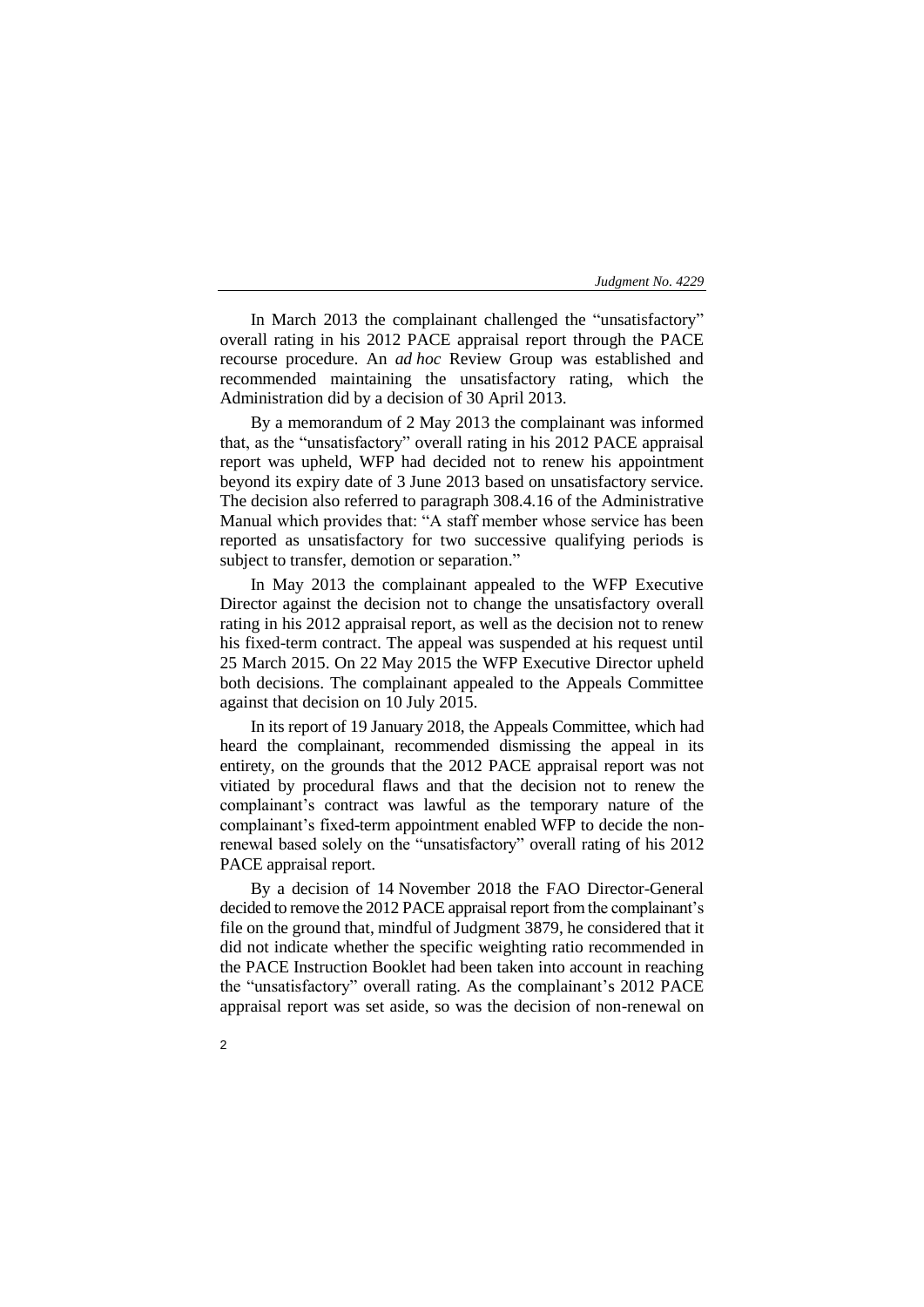In March 2013 the complainant challenged the "unsatisfactory" overall rating in his 2012 PACE appraisal report through the PACE recourse procedure. An *ad hoc* Review Group was established and recommended maintaining the unsatisfactory rating, which the Administration did by a decision of 30 April 2013.

By a memorandum of 2 May 2013 the complainant was informed that, as the "unsatisfactory" overall rating in his 2012 PACE appraisal report was upheld, WFP had decided not to renew his appointment beyond its expiry date of 3 June 2013 based on unsatisfactory service. The decision also referred to paragraph 308.4.16 of the Administrative Manual which provides that: "A staff member whose service has been reported as unsatisfactory for two successive qualifying periods is subject to transfer, demotion or separation."

In May 2013 the complainant appealed to the WFP Executive Director against the decision not to change the unsatisfactory overall rating in his 2012 appraisal report, as well as the decision not to renew his fixed-term contract. The appeal was suspended at his request until 25 March 2015. On 22 May 2015 the WFP Executive Director upheld both decisions. The complainant appealed to the Appeals Committee against that decision on 10 July 2015.

In its report of 19 January 2018, the Appeals Committee, which had heard the complainant, recommended dismissing the appeal in its entirety, on the grounds that the 2012 PACE appraisal report was not vitiated by procedural flaws and that the decision not to renew the complainant's contract was lawful as the temporary nature of the complainant's fixed-term appointment enabled WFP to decide the non-renewal based solely on the "unsatisfactory" overall rating of his 2012 PACE appraisal report.

By a decision of 14 November 2018 the FAO Director-General decided to remove the 2012 PACE appraisal report from the complainant's file on the ground that, mindful of Judgment 3879, he considered that it did not indicate whether the specific weighting ratio recommended in the PACE Instruction Booklet had been taken into account in reaching the "unsatisfactory" overall rating. As the complainant's 2012 PACE appraisal report was set aside, so was the decision of non-renewal on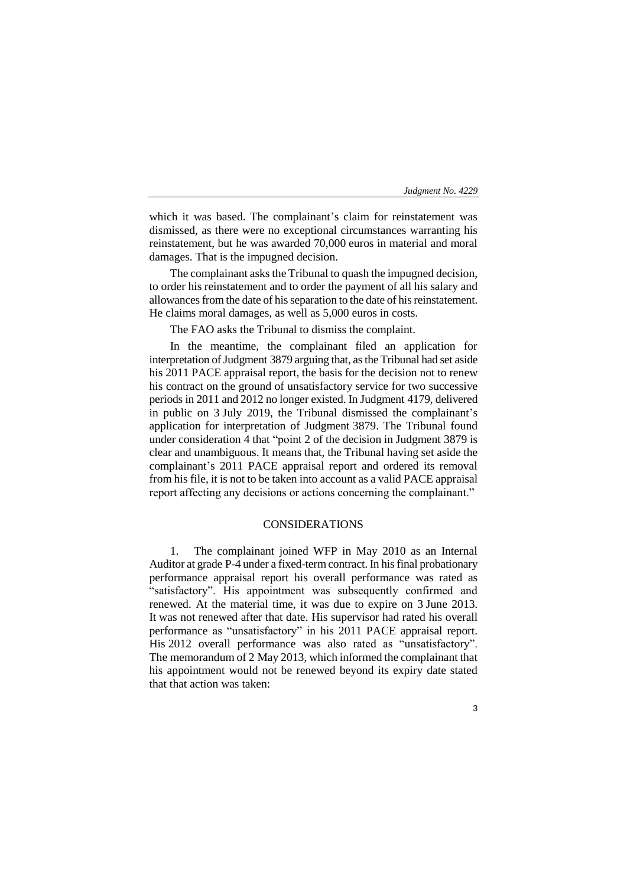which it was based. The complainant's claim for reinstatement was dismissed, as there were no exceptional circumstances warranting his reinstatement, but he was awarded 70,000 euros in material and moral damages. That is the impugned decision.

The complainant asks the Tribunal to quash the impugned decision, to order his reinstatement and to order the payment of all his salary and allowances from the date of his separation to the date of his reinstatement. He claims moral damages, as well as 5,000 euros in costs.

The FAO asks the Tribunal to dismiss the complaint.

In the meantime, the complainant filed an application for interpretation of Judgment 3879 arguing that, as the Tribunal had set aside his 2011 PACE appraisal report, the basis for the decision not to renew his contract on the ground of unsatisfactory service for two successive periods in 2011 and 2012 no longer existed. In Judgment 4179, delivered in public on 3 July 2019, the Tribunal dismissed the complainant's application for interpretation of Judgment 3879. The Tribunal found under consideration 4 that "point 2 of the decision in Judgment 3879 is clear and unambiguous. It means that, the Tribunal having set aside the complainant's 2011 PACE appraisal report and ordered its removal from his file, it is not to be taken into account as a valid PACE appraisal report affecting any decisions or actions concerning the complainant."

## CONSIDERATIONS

1. The complainant joined WFP in May 2010 as an Internal Auditor at grade P-4 under a fixed-term contract. In his final probationary performance appraisal report his overall performance was rated as "satisfactory". His appointment was subsequently confirmed and renewed. At the material time, it was due to expire on 3 June 2013. It was not renewed after that date. His supervisor had rated his overall performance as "unsatisfactory" in his 2011 PACE appraisal report. His 2012 overall performance was also rated as "unsatisfactory". The memorandum of 2 May 2013, which informed the complainant that his appointment would not be renewed beyond its expiry date stated that that action was taken: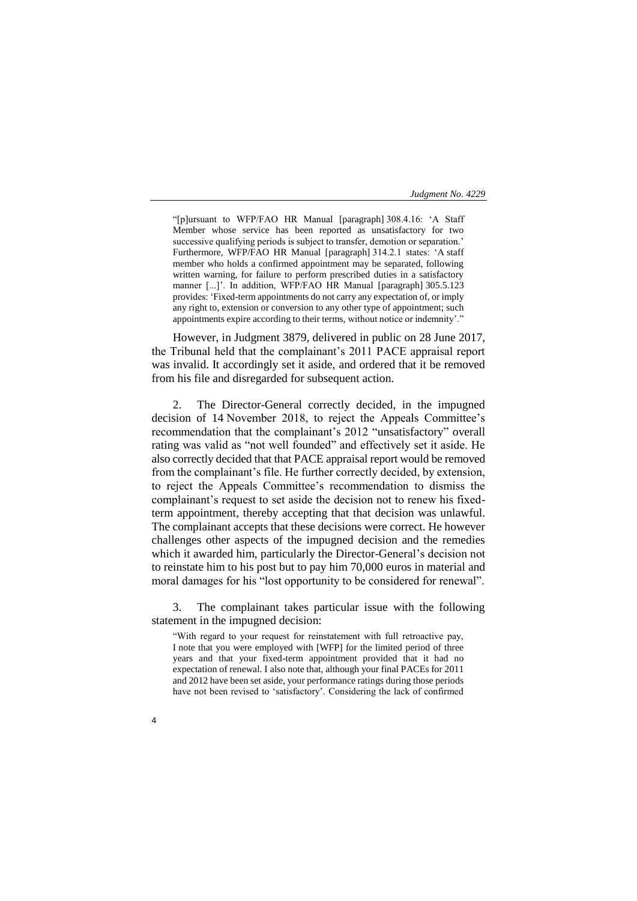> "[p]ursuant to WFP/FAO HR Manual [paragraph] 308.4.16: 'A Staff Member whose service has been reported as unsatisfactory for two successive qualifying periods is subject to transfer, demotion or separation.' Furthermore, WFP/FAO HR Manual [paragraph] 314.2.1 states: 'A staff member who holds a confirmed appointment may be separated, following written warning, for failure to perform prescribed duties in a satisfactory manner [...]'. In addition, WFP/FAO HR Manual [paragraph] 305.5.123 provides: 'Fixed-term appointments do not carry any expectation of, or imply any right to, extension or conversion to any other type of appointment; such appointments expire according to their terms, without notice or indemnity'."

However, in Judgment 3879, delivered in public on 28 June 2017, the Tribunal held that the complainant's 2011 PACE appraisal report was invalid. It accordingly set it aside, and ordered that it be removed from his file and disregarded for subsequent action.

2. The Director-General correctly decided, in the impugned decision of 14 November 2018, to reject the Appeals Committee's recommendation that the complainant's 2012 "unsatisfactory" overall rating was valid as "not well founded" and effectively set it aside. He also correctly decided that that PACE appraisal report would be removed from the complainant's file. He further correctly decided, by extension, to reject the Appeals Committee's recommendation to dismiss the complainant's request to set aside the decision not to renew his fixed-term appointment, thereby accepting that that decision was unlawful. The complainant accepts that these decisions were correct. He however challenges other aspects of the impugned decision and the remedies which it awarded him, particularly the Director-General's decision not to reinstate him to his post but to pay him 70,000 euros in material and moral damages for his "lost opportunity to be considered for renewal".

3. The complainant takes particular issue with the following statement in the impugned decision:

> "With regard to your request for reinstatement with full retroactive pay, I note that you were employed with [WFP] for the limited period of three years and that your fixed-term appointment provided that it had no expectation of renewal. I also note that, although your final PACEs for 2011 and 2012 have been set aside, your performance ratings during those periods have not been revised to 'satisfactory'. Considering the lack of confirmed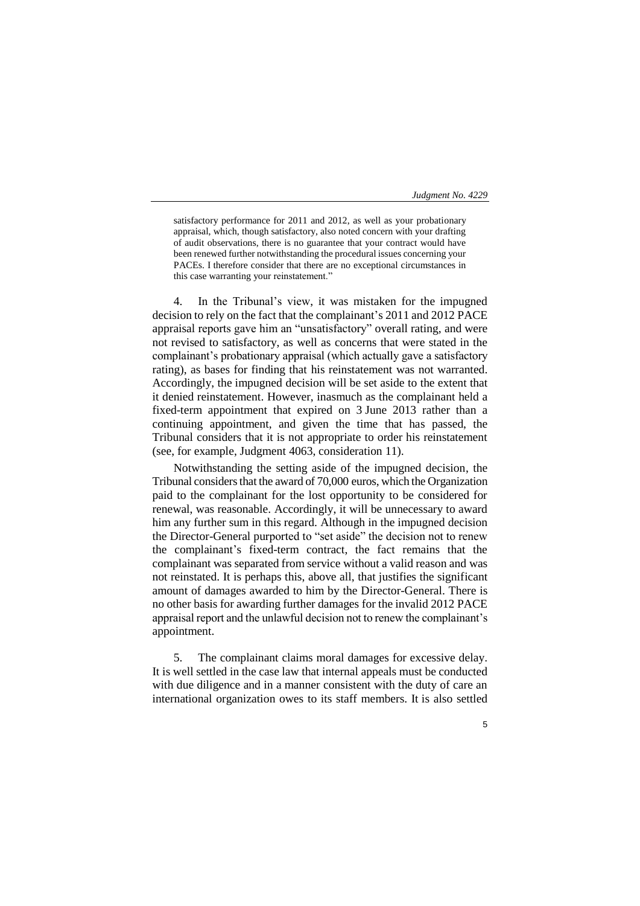satisfactory performance for 2011 and 2012, as well as your probationary appraisal, which, though satisfactory, also noted concern with your drafting of audit observations, there is no guarantee that your contract would have been renewed further notwithstanding the procedural issues concerning your PACEs. I therefore consider that there are no exceptional circumstances in this case warranting your reinstatement."

4. In the Tribunal's view, it was mistaken for the impugned decision to rely on the fact that the complainant's 2011 and 2012 PACE appraisal reports gave him an "unsatisfactory" overall rating, and were not revised to satisfactory, as well as concerns that were stated in the complainant's probationary appraisal (which actually gave a satisfactory rating), as bases for finding that his reinstatement was not warranted. Accordingly, the impugned decision will be set aside to the extent that it denied reinstatement. However, inasmuch as the complainant held a fixed-term appointment that expired on 3 June 2013 rather than a continuing appointment, and given the time that has passed, the Tribunal considers that it is not appropriate to order his reinstatement (see, for example, Judgment 4063, consideration 11).

Notwithstanding the setting aside of the impugned decision, the Tribunal considers that the award of 70,000 euros, which the Organization paid to the complainant for the lost opportunity to be considered for renewal, was reasonable. Accordingly, it will be unnecessary to award him any further sum in this regard. Although in the impugned decision the Director-General purported to "set aside" the decision not to renew the complainant's fixed-term contract, the fact remains that the complainant was separated from service without a valid reason and was not reinstated. It is perhaps this, above all, that justifies the significant amount of damages awarded to him by the Director-General. There is no other basis for awarding further damages for the invalid 2012 PACE appraisal report and the unlawful decision not to renew the complainant's appointment.

5. The complainant claims moral damages for excessive delay. It is well settled in the case law that internal appeals must be conducted with due diligence and in a manner consistent with the duty of care an international organization owes to its staff members. It is also settled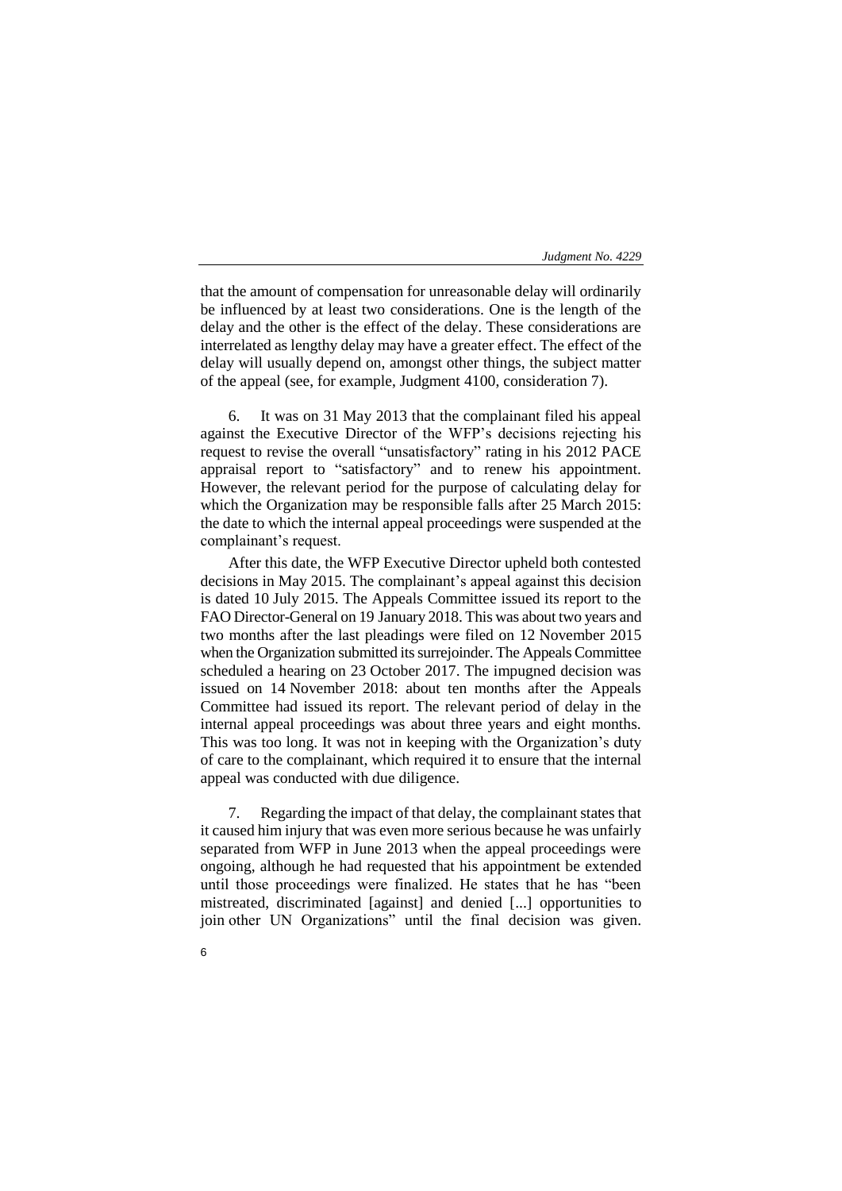that the amount of compensation for unreasonable delay will ordinarily be influenced by at least two considerations. One is the length of the delay and the other is the effect of the delay. These considerations are interrelated as lengthy delay may have a greater effect. The effect of the delay will usually depend on, amongst other things, the subject matter of the appeal (see, for example, Judgment 4100, consideration 7).

6. It was on 31 May 2013 that the complainant filed his appeal against the Executive Director of the WFP's decisions rejecting his request to revise the overall "unsatisfactory" rating in his 2012 PACE appraisal report to "satisfactory" and to renew his appointment. However, the relevant period for the purpose of calculating delay for which the Organization may be responsible falls after 25 March 2015: the date to which the internal appeal proceedings were suspended at the complainant's request.

After this date, the WFP Executive Director upheld both contested decisions in May 2015. The complainant's appeal against this decision is dated 10 July 2015. The Appeals Committee issued its report to the FAO Director-General on 19 January 2018. This was about two years and two months after the last pleadings were filed on 12 November 2015 when the Organization submitted its surrejoinder. The Appeals Committee scheduled a hearing on 23 October 2017. The impugned decision was issued on 14 November 2018: about ten months after the Appeals Committee had issued its report. The relevant period of delay in the internal appeal proceedings was about three years and eight months. This was too long. It was not in keeping with the Organization's duty of care to the complainant, which required it to ensure that the internal appeal was conducted with due diligence.

7. Regarding the impact of that delay, the complainant states that it caused him injury that was even more serious because he was unfairly separated from WFP in June 2013 when the appeal proceedings were ongoing, although he had requested that his appointment be extended until those proceedings were finalized. He states that he has "been mistreated, discriminated [against] and denied [...] opportunities to join other UN Organizations" until the final decision was given.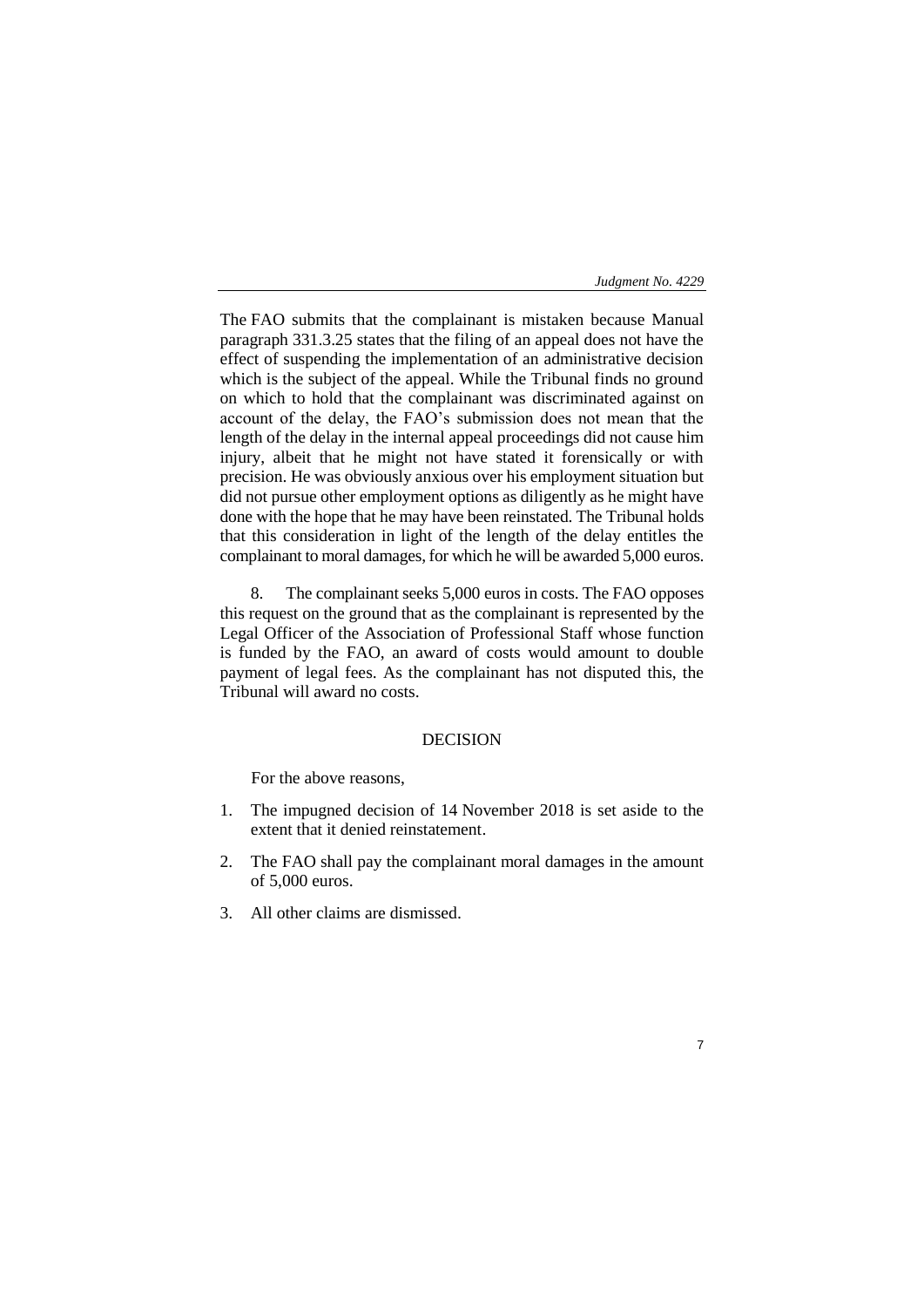The FAO submits that the complainant is mistaken because Manual paragraph 331.3.25 states that the filing of an appeal does not have the effect of suspending the implementation of an administrative decision which is the subject of the appeal. While the Tribunal finds no ground on which to hold that the complainant was discriminated against on account of the delay, the FAO's submission does not mean that the length of the delay in the internal appeal proceedings did not cause him injury, albeit that he might not have stated it forensically or with precision. He was obviously anxious over his employment situation but did not pursue other employment options as diligently as he might have done with the hope that he may have been reinstated. The Tribunal holds that this consideration in light of the length of the delay entitles the complainant to moral damages, for which he will be awarded 5,000 euros.

8. The complainant seeks 5,000 euros in costs. The FAO opposes this request on the ground that as the complainant is represented by the Legal Officer of the Association of Professional Staff whose function is funded by the FAO, an award of costs would amount to double payment of legal fees. As the complainant has not disputed this, the Tribunal will award no costs.

## DECISION

For the above reasons,

1. The impugned decision of 14 November 2018 is set aside to the extent that it denied reinstatement.
2. The FAO shall pay the complainant moral damages in the amount of 5,000 euros.
3. All other claims are dismissed.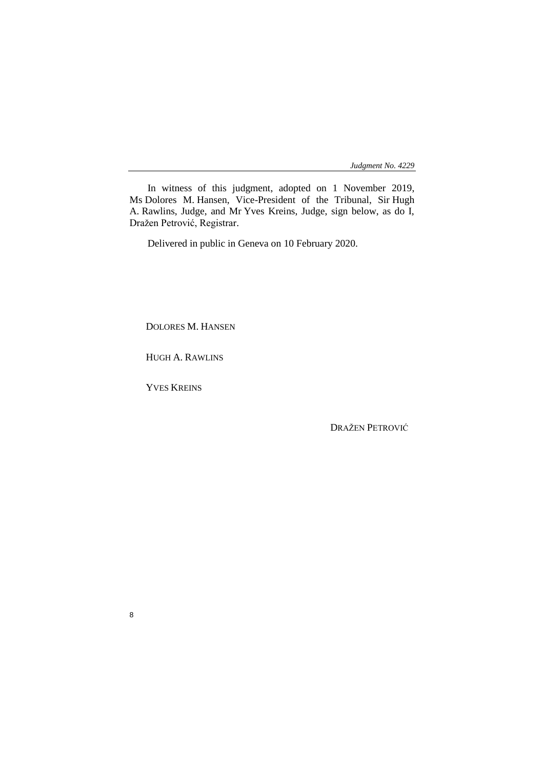In witness of this judgment, adopted on 1 November 2019, Ms Dolores M. Hansen, Vice-President of the Tribunal, Sir Hugh A. Rawlins, Judge, and Mr Yves Kreins, Judge, sign below, as do I, Dražen Petrović, Registrar.

Delivered in public in Geneva on 10 February 2020.

DOLORES M. HANSEN

HUGH A. RAWLINS

YVES KREINS

DRAŽEN PETROVIĆ